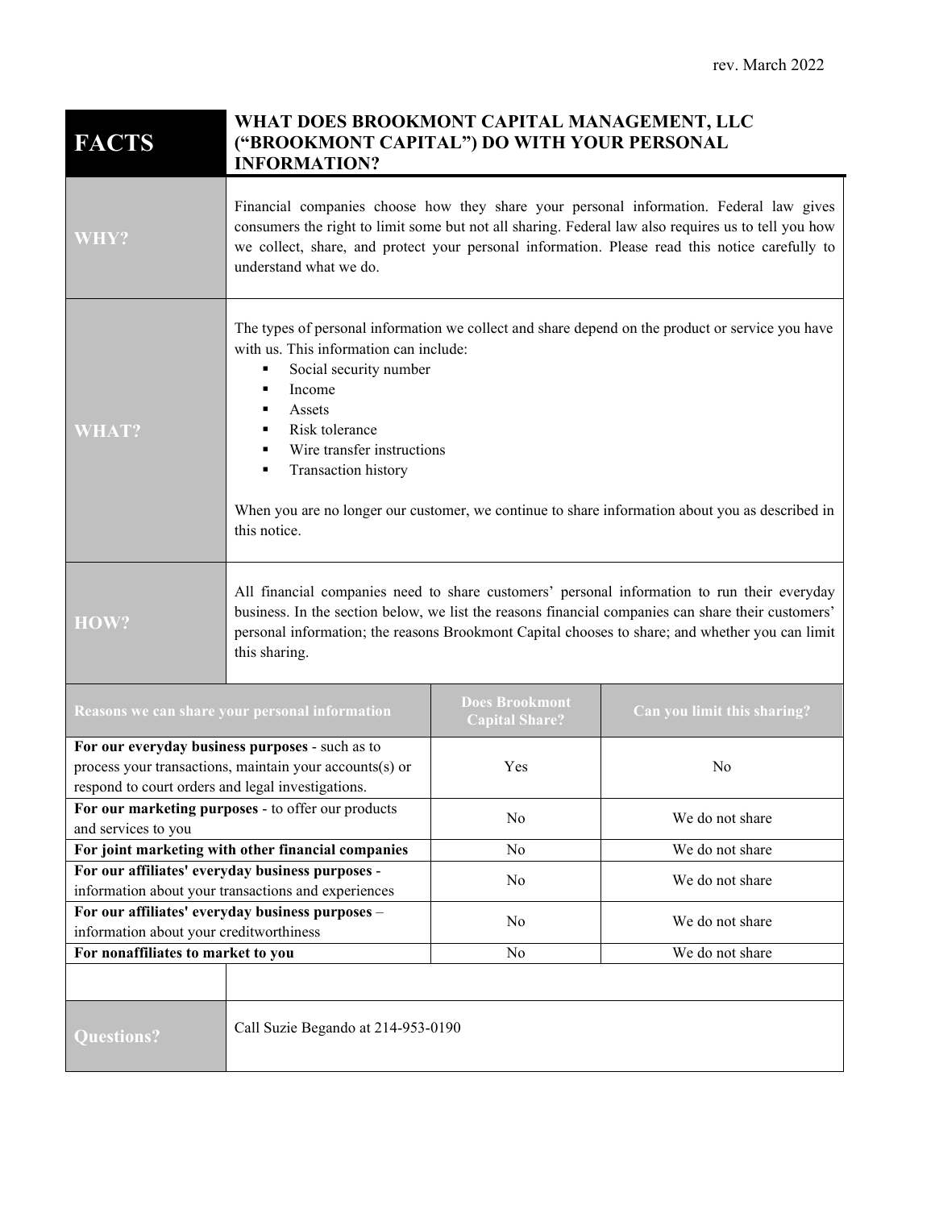rev. March 2022

# FACTS — WHAT DOES BROOKMONT CAPITAL MANAGEMENT, LLC ("BROOKMONT CAPITAL") DO WITH YOUR PERSONAL INFORMATION?

## WHY?

Financial companies choose how they share your personal information. Federal law gives consumers the right to limit some but not all sharing. Federal law also requires us to tell you how we collect, share, and protect your personal information. Please read this notice carefully to understand what we do.

## WHAT?

The types of personal information we collect and share depend on the product or service you have with us. This information can include:

- Social security number
- Income
- Assets
- Risk tolerance
- Wire transfer instructions
- Transaction history

When you are no longer our customer, we continue to share information about you as described in this notice.

## HOW?

All financial companies need to share customers' personal information to run their everyday business. In the section below, we list the reasons financial companies can share their customers' personal information; the reasons Brookmont Capital chooses to share; and whether you can limit this sharing.

| Reasons we can share your personal information | Does Brookmont Capital Share? | Can you limit this sharing? |
| --- | --- | --- |
| **For our everyday business purposes** - such as to process your transactions, maintain your accounts(s) or respond to court orders and legal investigations. | Yes | No |
| **For our marketing purposes** - to offer our products and services to you | No | We do not share |
| **For joint marketing with other financial companies** | No | We do not share |
| **For our affiliates' everyday business purposes** - information about your transactions and experiences | No | We do not share |
| **For our affiliates' everyday business purposes** – information about your creditworthiness | No | We do not share |
| **For nonaffiliates to market to you** | No | We do not share |

## Questions?

Call Suzie Begando at 214-953-0190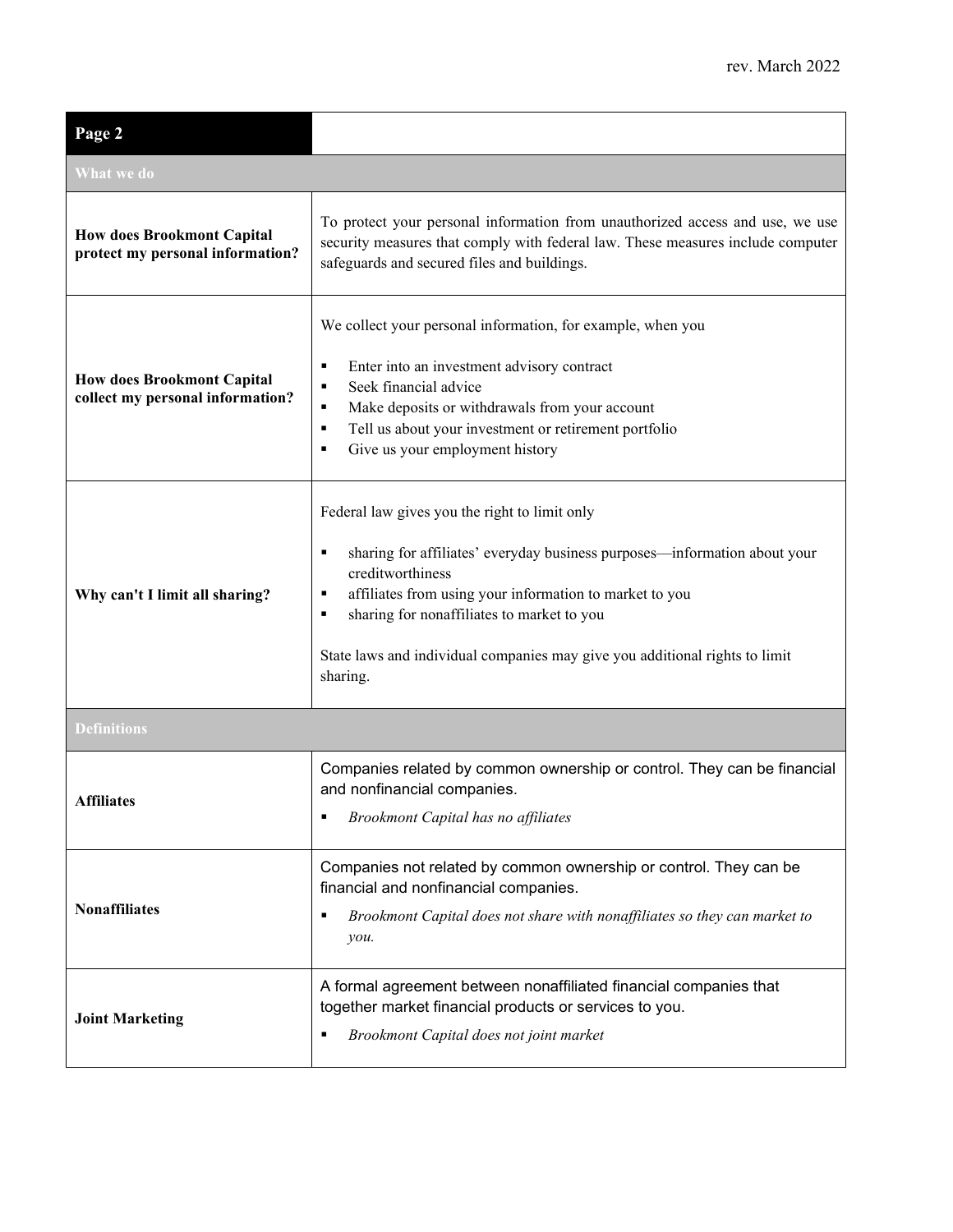rev. March 2022

| Page 2 | |
|---|---|
| **What we do** | |
| **How does Brookmont Capital protect my personal information?** | To protect your personal information from unauthorized access and use, we use security measures that comply with federal law. These measures include computer safeguards and secured files and buildings. |
| **How does Brookmont Capital collect my personal information?** | We collect your personal information, for example, when you<br>▪ Enter into an investment advisory contract<br>▪ Seek financial advice<br>▪ Make deposits or withdrawals from your account<br>▪ Tell us about your investment or retirement portfolio<br>▪ Give us your employment history |
| **Why can't I limit all sharing?** | Federal law gives you the right to limit only<br>▪ sharing for affiliates' everyday business purposes—information about your creditworthiness<br>▪ affiliates from using your information to market to you<br>▪ sharing for nonaffiliates to market to you<br><br>State laws and individual companies may give you additional rights to limit sharing. |
| **Definitions** | |
| **Affiliates** | Companies related by common ownership or control. They can be financial and nonfinancial companies.<br>▪ *Brookmont Capital has no affiliates* |
| **Nonaffiliates** | Companies not related by common ownership or control. They can be financial and nonfinancial companies.<br>▪ *Brookmont Capital does not share with nonaffiliates so they can market to you.* |
| **Joint Marketing** | A formal agreement between nonaffiliated financial companies that together market financial products or services to you.<br>▪ *Brookmont Capital does not joint market* |